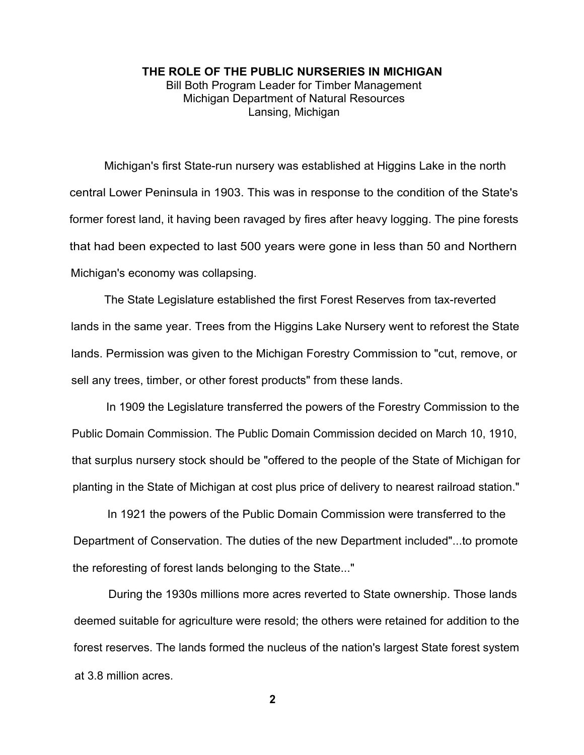# THE ROLE OF THE PUBLIC NURSERIES IN MICHIGAN

Bill Both Program Leader for Timber Management
Michigan Department of Natural Resources
Lansing, Michigan

Michigan's first State-run nursery was established at Higgins Lake in the north central Lower Peninsula in 1903. This was in response to the condition of the State's former forest land, it having been ravaged by fires after heavy logging. The pine forests that had been expected to last 500 years were gone in less than 50 and Northern Michigan's economy was collapsing.

The State Legislature established the first Forest Reserves from tax-reverted lands in the same year. Trees from the Higgins Lake Nursery went to reforest the State lands. Permission was given to the Michigan Forestry Commission to "cut, remove, or sell any trees, timber, or other forest products" from these lands.

In 1909 the Legislature transferred the powers of the Forestry Commission to the Public Domain Commission. The Public Domain Commission decided on March 10, 1910, that surplus nursery stock should be "offered to the people of the State of Michigan for planting in the State of Michigan at cost plus price of delivery to nearest railroad station."

In 1921 the powers of the Public Domain Commission were transferred to the Department of Conservation. The duties of the new Department included"...to promote the reforesting of forest lands belonging to the State..."

During the 1930s millions more acres reverted to State ownership. Those lands deemed suitable for agriculture were resold; the others were retained for addition to the forest reserves. The lands formed the nucleus of the nation's largest State forest system at 3.8 million acres.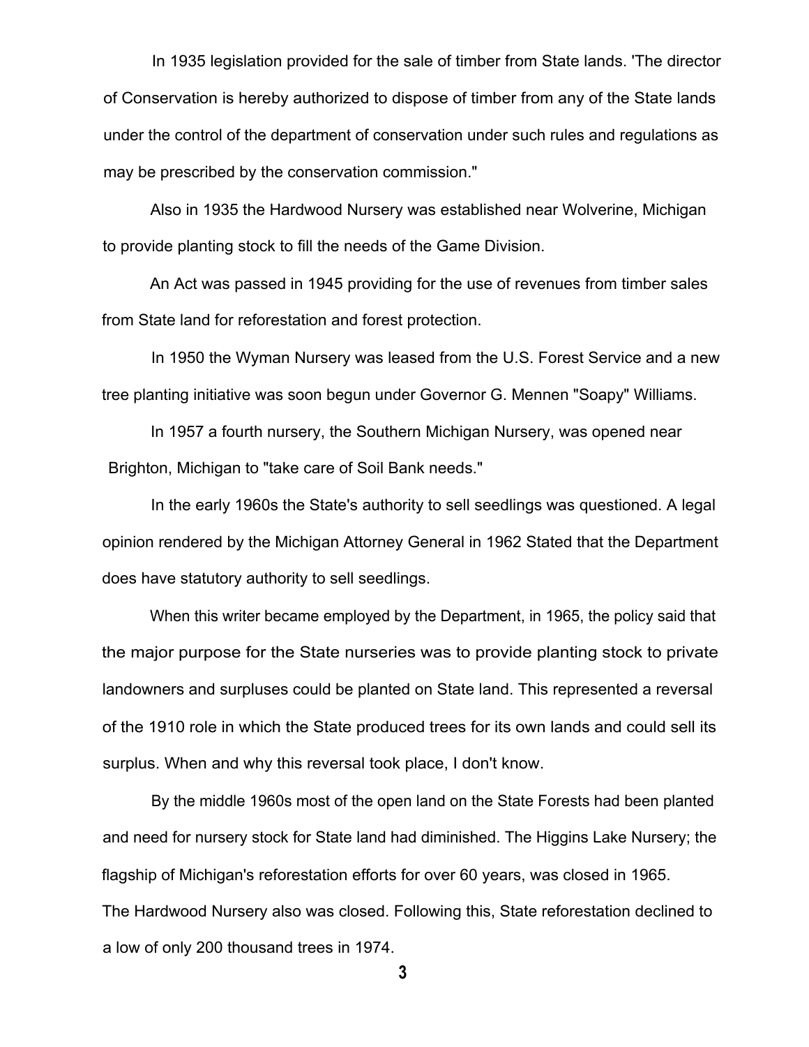In 1935 legislation provided for the sale of timber from State lands. 'The director of Conservation is hereby authorized to dispose of timber from any of the State lands under the control of the department of conservation under such rules and regulations as may be prescribed by the conservation commission."

Also in 1935 the Hardwood Nursery was established near Wolverine, Michigan to provide planting stock to fill the needs of the Game Division.

An Act was passed in 1945 providing for the use of revenues from timber sales from State land for reforestation and forest protection.

In 1950 the Wyman Nursery was leased from the U.S. Forest Service and a new tree planting initiative was soon begun under Governor G. Mennen "Soapy" Williams.

In 1957 a fourth nursery, the Southern Michigan Nursery, was opened near Brighton, Michigan to "take care of Soil Bank needs."

In the early 1960s the State's authority to sell seedlings was questioned. A legal opinion rendered by the Michigan Attorney General in 1962 Stated that the Department does have statutory authority to sell seedlings.

When this writer became employed by the Department, in 1965, the policy said that the major purpose for the State nurseries was to provide planting stock to private landowners and surpluses could be planted on State land. This represented a reversal of the 1910 role in which the State produced trees for its own lands and could sell its surplus. When and why this reversal took place, I don't know.

By the middle 1960s most of the open land on the State Forests had been planted and need for nursery stock for State land had diminished. The Higgins Lake Nursery; the flagship of Michigan's reforestation efforts for over 60 years, was closed in 1965. The Hardwood Nursery also was closed. Following this, State reforestation declined to a low of only 200 thousand trees in 1974.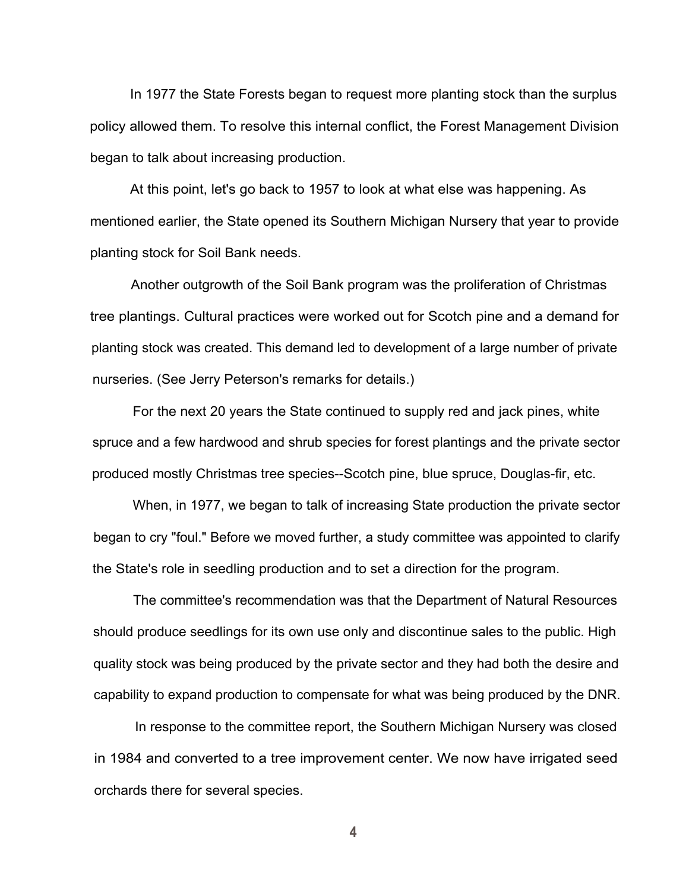In 1977 the State Forests began to request more planting stock than the surplus policy allowed them. To resolve this internal conflict, the Forest Management Division began to talk about increasing production.

At this point, let's go back to 1957 to look at what else was happening. As mentioned earlier, the State opened its Southern Michigan Nursery that year to provide planting stock for Soil Bank needs.

Another outgrowth of the Soil Bank program was the proliferation of Christmas tree plantings. Cultural practices were worked out for Scotch pine and a demand for planting stock was created. This demand led to development of a large number of private nurseries. (See Jerry Peterson's remarks for details.)

For the next 20 years the State continued to supply red and jack pines, white spruce and a few hardwood and shrub species for forest plantings and the private sector produced mostly Christmas tree species--Scotch pine, blue spruce, Douglas-fir, etc.

When, in 1977, we began to talk of increasing State production the private sector began to cry "foul." Before we moved further, a study committee was appointed to clarify the State's role in seedling production and to set a direction for the program.

The committee's recommendation was that the Department of Natural Resources should produce seedlings for its own use only and discontinue sales to the public. High quality stock was being produced by the private sector and they had both the desire and capability to expand production to compensate for what was being produced by the DNR.

In response to the committee report, the Southern Michigan Nursery was closed in 1984 and converted to a tree improvement center. We now have irrigated seed orchards there for several species.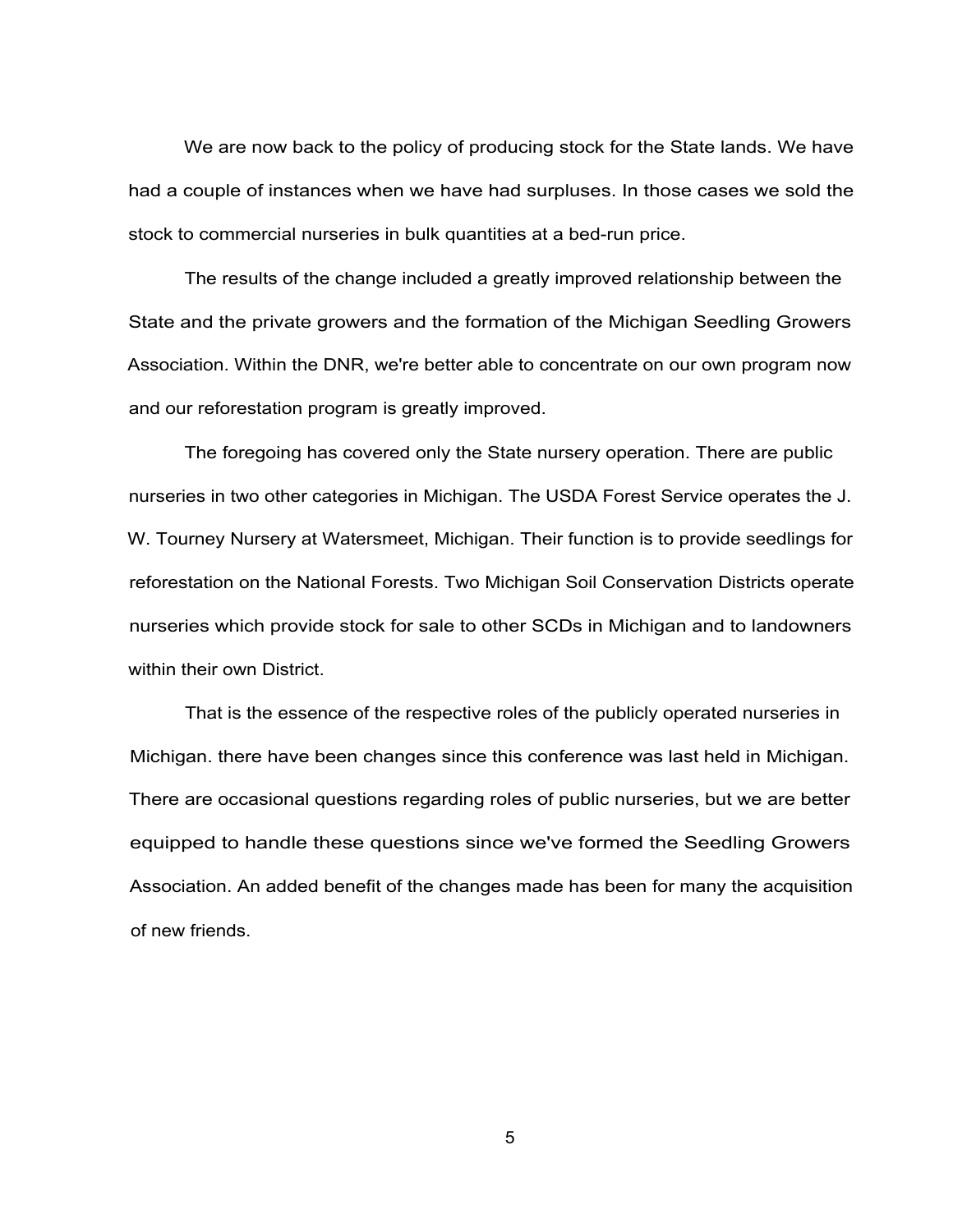We are now back to the policy of producing stock for the State lands. We have had a couple of instances when we have had surpluses. In those cases we sold the stock to commercial nurseries in bulk quantities at a bed-run price.

The results of the change included a greatly improved relationship between the State and the private growers and the formation of the Michigan Seedling Growers Association. Within the DNR, we're better able to concentrate on our own program now and our reforestation program is greatly improved.

The foregoing has covered only the State nursery operation. There are public nurseries in two other categories in Michigan. The USDA Forest Service operates the J. W. Tourney Nursery at Watersmeet, Michigan. Their function is to provide seedlings for reforestation on the National Forests. Two Michigan Soil Conservation Districts operate nurseries which provide stock for sale to other SCDs in Michigan and to landowners within their own District.

That is the essence of the respective roles of the publicly operated nurseries in Michigan. there have been changes since this conference was last held in Michigan. There are occasional questions regarding roles of public nurseries, but we are better equipped to handle these questions since we've formed the Seedling Growers Association. An added benefit of the changes made has been for many the acquisition of new friends.